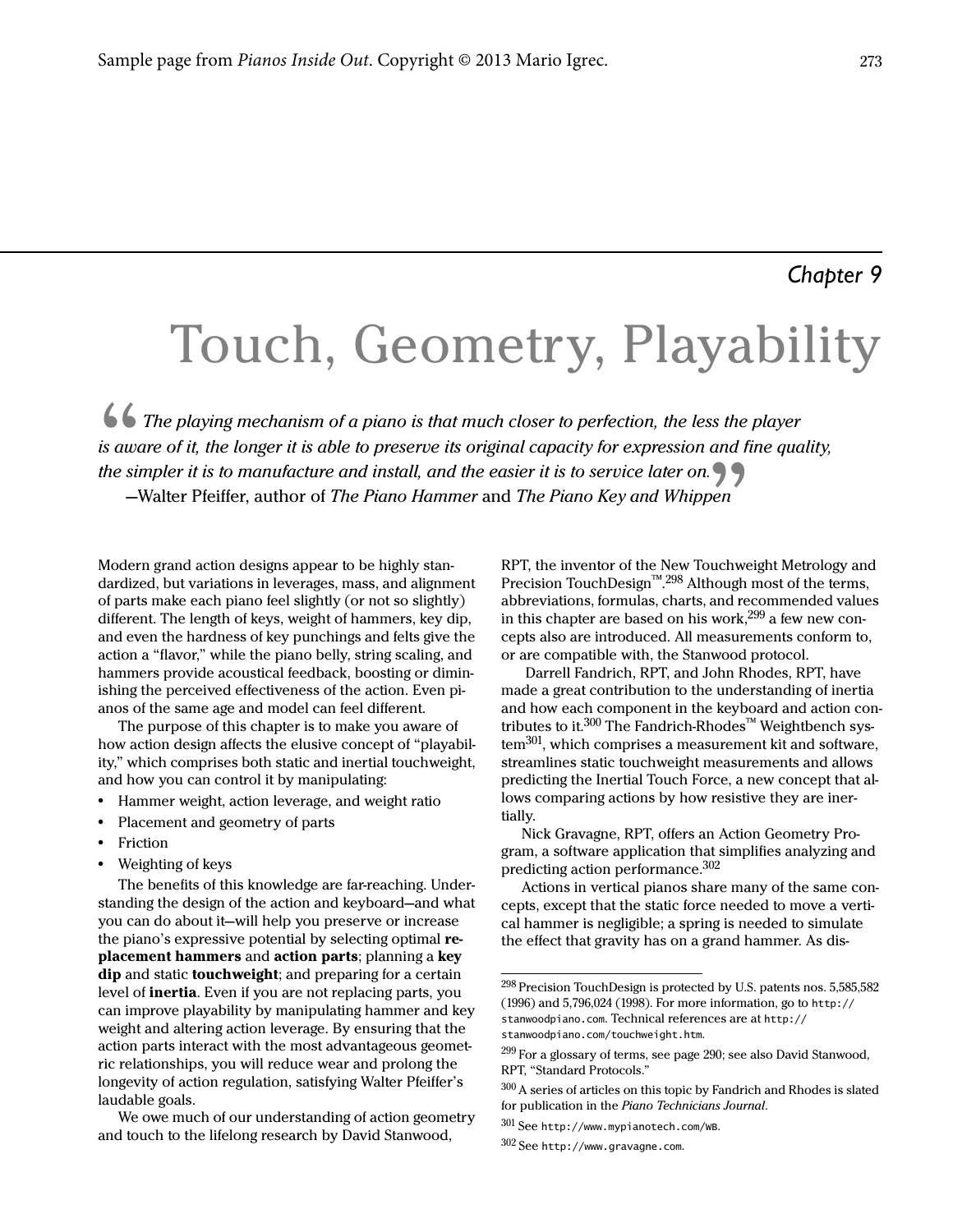*Chapter 9*

# Touch, Geometry, Playability

> *"The playing mechanism of a piano is that much closer to perfection, the less the player is aware of it, the longer it is able to preserve its original capacity for expression and fine quality, the simpler it is to manufacture and install, and the easier it is to service later on."*
>
> —Walter Pfeiffer, author of *The Piano Hammer* and *The Piano Key and Whippen*

Modern grand action designs appear to be highly standardized, but variations in leverages, mass, and alignment of parts make each piano feel slightly (or not so slightly) different. The length of keys, weight of hammers, key dip, and even the hardness of key punchings and felts give the action a "flavor," while the piano belly, string scaling, and hammers provide acoustical feedback, boosting or diminishing the perceived effectiveness of the action. Even pianos of the same age and model can feel different.

The purpose of this chapter is to make you aware of how action design affects the elusive concept of "playability," which comprises both static and inertial touchweight, and how you can control it by manipulating:

- Hammer weight, action leverage, and weight ratio
- Placement and geometry of parts
- Friction
- Weighting of keys

The benefits of this knowledge are far-reaching. Understanding the design of the action and keyboard—and what you can do about it—will help you preserve or increase the piano's expressive potential by selecting optimal **replacement hammers** and **action parts**; planning a **key dip** and static **touchweight**; and preparing for a certain level of **inertia**. Even if you are not replacing parts, you can improve playability by manipulating hammer and key weight and altering action leverage. By ensuring that the action parts interact with the most advantageous geometric relationships, you will reduce wear and prolong the longevity of action regulation, satisfying Walter Pfeiffer's laudable goals.

We owe much of our understanding of action geometry and touch to the lifelong research by David Stanwood, RPT, the inventor of the New Touchweight Metrology and Precision TouchDesign™.[298] Although most of the terms, abbreviations, formulas, charts, and recommended values in this chapter are based on his work,[299] a few new concepts also are introduced. All measurements conform to, or are compatible with, the Stanwood protocol.

Darrell Fandrich, RPT, and John Rhodes, RPT, have made a great contribution to the understanding of inertia and how each component in the keyboard and action contributes to it.[300] The Fandrich-Rhodes™ Weightbench system[301], which comprises a measurement kit and software, streamlines static touchweight measurements and allows predicting the Inertial Touch Force, a new concept that allows comparing actions by how resistive they are inertially.

Nick Gravagne, RPT, offers an Action Geometry Program, a software application that simplifies analyzing and predicting action performance.[302]

Actions in vertical pianos share many of the same concepts, except that the static force needed to move a vertical hammer is negligible; a spring is needed to simulate the effect that gravity has on a grand hammer. As dis-

---

[298] Precision TouchDesign is protected by U.S. patents nos. 5,585,582 (1996) and 5,796,024 (1998). For more information, go to http://stanwoodpiano.com. Technical references are at http://stanwoodpiano.com/touchweight.htm.

[299] For a glossary of terms, see page 290; see also David Stanwood, RPT, "Standard Protocols."

[300] A series of articles on this topic by Fandrich and Rhodes is slated for publication in the *Piano Technicians Journal*.

[301] See http://www.mypianotech.com/WB.

[302] See http://www.gravagne.com.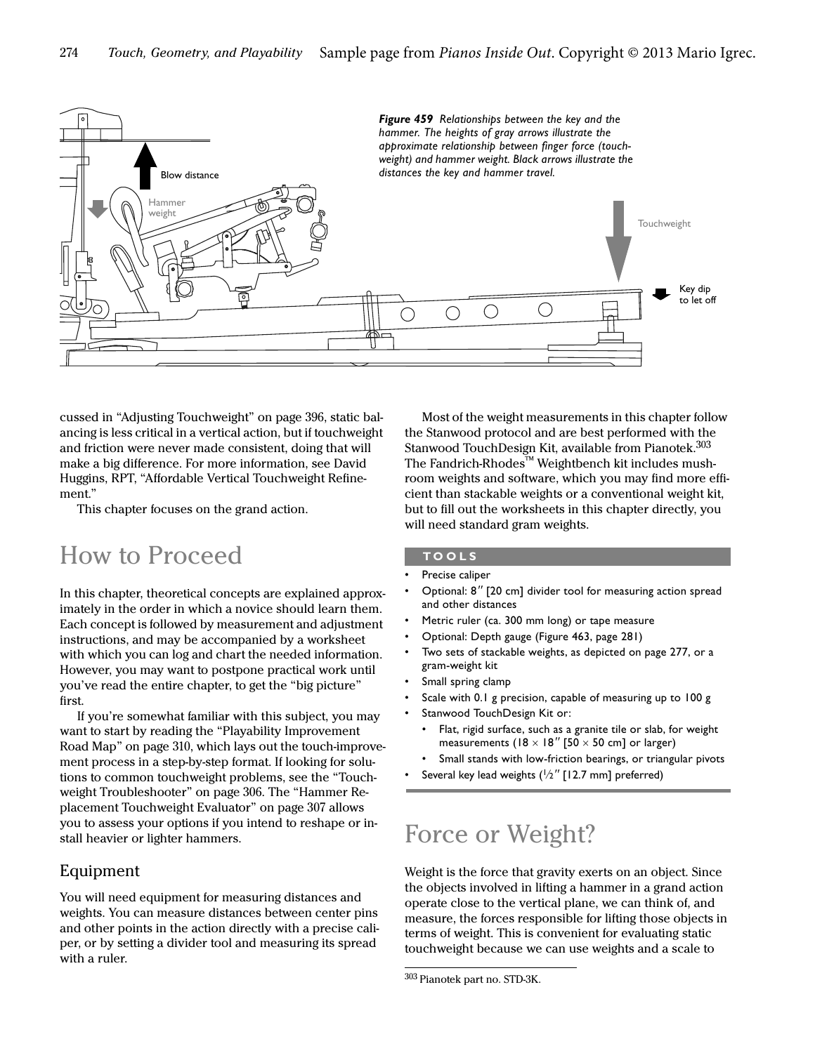*Figure 459 Relationships between the key and the hammer. The heights of gray arrows illustrate the approximate relationship between finger force (touchweight) and hammer weight. Black arrows illustrate the distances the key and hammer travel.*

cussed in "Adjusting Touchweight" on page 396, static balancing is less critical in a vertical action, but if touchweight and friction were never made consistent, doing that will make a big difference. For more information, see David Huggins, RPT, "Affordable Vertical Touchweight Refinement."

This chapter focuses on the grand action.

## How to Proceed

In this chapter, theoretical concepts are explained approximately in the order in which a novice should learn them. Each concept is followed by measurement and adjustment instructions, and may be accompanied by a worksheet with which you can log and chart the needed information. However, you may want to postpone practical work until you've read the entire chapter, to get the "big picture" first.

If you're somewhat familiar with this subject, you may want to start by reading the "Playability Improvement Road Map" on page 310, which lays out the touch-improvement process in a step-by-step format. If looking for solutions to common touchweight problems, see the "Touchweight Troubleshooter" on page 306. The "Hammer Replacement Touchweight Evaluator" on page 307 allows you to assess your options if you intend to reshape or install heavier or lighter hammers.

### Equipment

You will need equipment for measuring distances and weights. You can measure distances between center pins and other points in the action directly with a precise caliper, or by setting a divider tool and measuring its spread with a ruler.

Most of the weight measurements in this chapter follow the Stanwood protocol and are best performed with the Stanwood TouchDesign Kit, available from Pianotek.[303] The Fandrich-Rhodes™ Weightbench kit includes mushroom weights and software, which you may find more efficient than stackable weights or a conventional weight kit, but to fill out the worksheets in this chapter directly, you will need standard gram weights.

**TOOLS**

- Precise caliper
- Optional: 8″ [20 cm] divider tool for measuring action spread and other distances
- Metric ruler (ca. 300 mm long) or tape measure
- Optional: Depth gauge (Figure 463, page 281)
- Two sets of stackable weights, as depicted on page 277, or a gram-weight kit
- Small spring clamp
- Scale with 0.1 g precision, capable of measuring up to 100 g
- Stanwood TouchDesign Kit or:
  - Flat, rigid surface, such as a granite tile or slab, for weight measurements (18 × 18″ [50 × 50 cm] or larger)
  - Small stands with low-friction bearings, or triangular pivots
- Several key lead weights (½″ [12.7 mm] preferred)

## Force or Weight?

Weight is the force that gravity exerts on an object. Since the objects involved in lifting a hammer in a grand action operate close to the vertical plane, we can think of, and measure, the forces responsible for lifting those objects in terms of weight. This is convenient for evaluating static touchweight because we can use weights and a scale to

[303] Pianotek part no. STD-3K.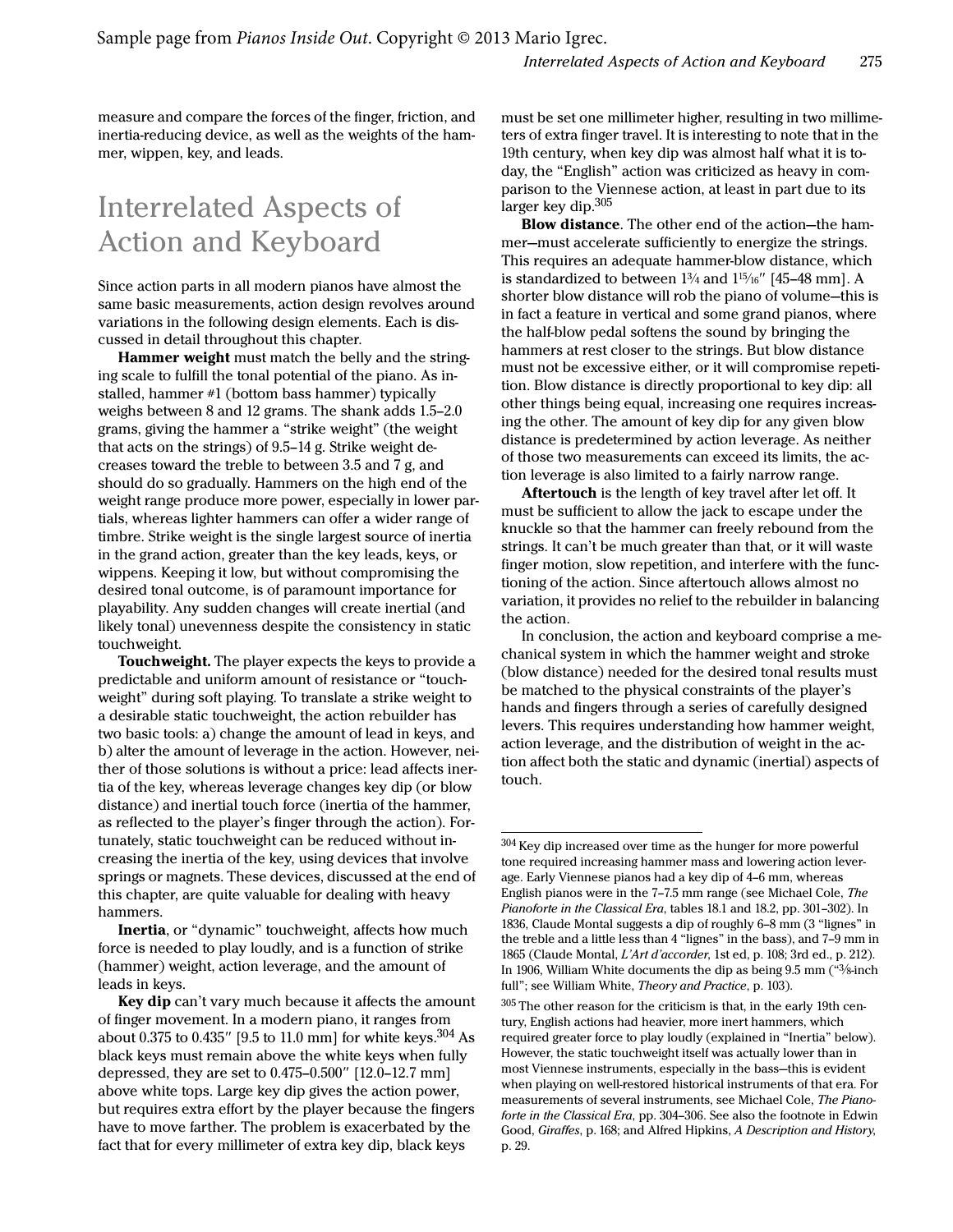Sample page from *Pianos Inside Out*. Copyright © 2013 Mario Igrec.

measure and compare the forces of the finger, friction, and inertia-reducing device, as well as the weights of the hammer, wippen, key, and leads.

## Interrelated Aspects of Action and Keyboard

Since action parts in all modern pianos have almost the same basic measurements, action design revolves around variations in the following design elements. Each is discussed in detail throughout this chapter.

**Hammer weight** must match the belly and the stringing scale to fulfill the tonal potential of the piano. As installed, hammer #1 (bottom bass hammer) typically weighs between 8 and 12 grams. The shank adds 1.5–2.0 grams, giving the hammer a "strike weight" (the weight that acts on the strings) of 9.5–14 g. Strike weight decreases toward the treble to between 3.5 and 7 g, and should do so gradually. Hammers on the high end of the weight range produce more power, especially in lower partials, whereas lighter hammers can offer a wider range of timbre. Strike weight is the single largest source of inertia in the grand action, greater than the key leads, keys, or wippens. Keeping it low, but without compromising the desired tonal outcome, is of paramount importance for playability. Any sudden changes will create inertial (and likely tonal) unevenness despite the consistency in static touchweight.

**Touchweight.** The player expects the keys to provide a predictable and uniform amount of resistance or "touchweight" during soft playing. To translate a strike weight to a desirable static touchweight, the action rebuilder has two basic tools: a) change the amount of lead in keys, and b) alter the amount of leverage in the action. However, neither of those solutions is without a price: lead affects inertia of the key, whereas leverage changes key dip (or blow distance) and inertial touch force (inertia of the hammer, as reflected to the player's finger through the action). Fortunately, static touchweight can be reduced without increasing the inertia of the key, using devices that involve springs or magnets. These devices, discussed at the end of this chapter, are quite valuable for dealing with heavy hammers.

**Inertia**, or "dynamic" touchweight, affects how much force is needed to play loudly, and is a function of strike (hammer) weight, action leverage, and the amount of leads in keys.

**Key dip** can't vary much because it affects the amount of finger movement. In a modern piano, it ranges from about 0.375 to 0.435″ [9.5 to 11.0 mm] for white keys.[304] As black keys must remain above the white keys when fully depressed, they are set to 0.475–0.500″ [12.0–12.7 mm] above white tops. Large key dip gives the action power, but requires extra effort by the player because the fingers have to move farther. The problem is exacerbated by the fact that for every millimeter of extra key dip, black keys must be set one millimeter higher, resulting in two millimeters of extra finger travel. It is interesting to note that in the 19th century, when key dip was almost half what it is today, the "English" action was criticized as heavy in comparison to the Viennese action, at least in part due to its larger key dip.[305]

**Blow distance**. The other end of the action—the hammer—must accelerate sufficiently to energize the strings. This requires an adequate hammer-blow distance, which is standardized to between 1¾ and 1¹⁵⁄₁₆″ [45–48 mm]. A shorter blow distance will rob the piano of volume—this is in fact a feature in vertical and some grand pianos, where the half-blow pedal softens the sound by bringing the hammers at rest closer to the strings. But blow distance must not be excessive either, or it will compromise repetition. Blow distance is directly proportional to key dip: all other things being equal, increasing one requires increasing the other. The amount of key dip for any given blow distance is predetermined by action leverage. As neither of those two measurements can exceed its limits, the action leverage is also limited to a fairly narrow range.

**Aftertouch** is the length of key travel after let off. It must be sufficient to allow the jack to escape under the knuckle so that the hammer can freely rebound from the strings. It can't be much greater than that, or it will waste finger motion, slow repetition, and interfere with the functioning of the action. Since aftertouch allows almost no variation, it provides no relief to the rebuilder in balancing the action.

In conclusion, the action and keyboard comprise a mechanical system in which the hammer weight and stroke (blow distance) needed for the desired tonal results must be matched to the physical constraints of the player's hands and fingers through a series of carefully designed levers. This requires understanding how hammer weight, action leverage, and the distribution of weight in the action affect both the static and dynamic (inertial) aspects of touch.

---

304 Key dip increased over time as the hunger for more powerful tone required increasing hammer mass and lowering action leverage. Early Viennese pianos had a key dip of 4–6 mm, whereas English pianos were in the 7–7.5 mm range (see Michael Cole, *The Pianoforte in the Classical Era*, tables 18.1 and 18.2, pp. 301–302). In 1836, Claude Montal suggests a dip of roughly 6–8 mm (3 "lignes" in the treble and a little less than 4 "lignes" in the bass), and 7–9 mm in 1865 (Claude Montal, *L'Art d'accorder*, 1st ed, p. 108; 3rd ed., p. 212). In 1906, William White documents the dip as being 9.5 mm ("⅜-inch full"; see William White, *Theory and Practice*, p. 103).

305 The other reason for the criticism is that, in the early 19th century, English actions had heavier, more inert hammers, which required greater force to play loudly (explained in "Inertia" below). However, the static touchweight itself was actually lower than in most Viennese instruments, especially in the bass—this is evident when playing on well-restored historical instruments of that era. For measurements of several instruments, see Michael Cole, *The Pianoforte in the Classical Era*, pp. 304–306. See also the footnote in Edwin Good, *Giraffes*, p. 168; and Alfred Hipkins, *A Description and History*, p. 29.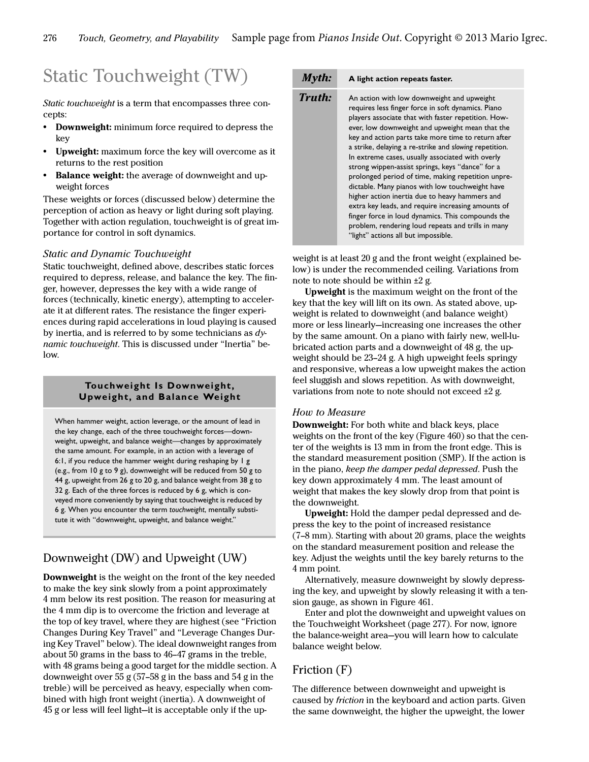# Static Touchweight (TW)

*Static touchweight* is a term that encompasses three concepts:

- **Downweight:** minimum force required to depress the key
- **Upweight:** maximum force the key will overcome as it returns to the rest position
- **Balance weight:** the average of downweight and upweight forces

These weights or forces (discussed below) determine the perception of action as heavy or light during soft playing. Together with action regulation, touchweight is of great importance for control in soft dynamics.

### *Static and Dynamic Touchweight*

Static touchweight, defined above, describes static forces required to depress, release, and balance the key. The finger, however, depresses the key with a wide range of forces (technically, kinetic energy), attempting to accelerate it at different rates. The resistance the finger experiences during rapid accelerations in loud playing is caused by inertia, and is referred to by some technicians as *dynamic touchweight*. This is discussed under "Inertia" below.

> **Touchweight Is Downweight, Upweight, and Balance Weight**
>
> When hammer weight, action leverage, or the amount of lead in the key change, each of the three touchweight forces—downweight, upweight, and balance weight—changes by approximately the same amount. For example, in an action with a leverage of 6:1, if you reduce the hammer weight during reshaping by 1 g (e.g., from 10 g to 9 g), downweight will be reduced from 50 g to 44 g, upweight from 26 g to 20 g, and balance weight from 38 g to 32 g. Each of the three forces is reduced by 6 g, which is conveyed more conveniently by saying that touchweight is reduced by 6 g. When you encounter the term *touchweight*, mentally substitute it with "downweight, upweight, and balance weight."

## Downweight (DW) and Upweight (UW)

**Downweight** is the weight on the front of the key needed to make the key sink slowly from a point approximately 4 mm below its rest position. The reason for measuring at the 4 mm dip is to overcome the friction and leverage at the top of key travel, where they are highest (see "Friction Changes During Key Travel" and "Leverage Changes During Key Travel" below). The ideal downweight ranges from about 50 grams in the bass to 46–47 grams in the treble, with 48 grams being a good target for the middle section. A downweight over 55 g (57–58 g in the bass and 54 g in the treble) will be perceived as heavy, especially when combined with high front weight (inertia). A downweight of 45 g or less will feel light—it is acceptable only if the upweight is at least 20 g and the front weight (explained below) is under the recommended ceiling. Variations from note to note should be within ±2 g.

> ***Myth:*** **A light action repeats faster.**
>
> ***Truth:*** An action with low downweight and upweight requires less finger force in soft dynamics. Piano players associate that with faster repetition. However, low downweight and upweight mean that the key and action parts take more time to return after a strike, delaying a re-strike and *slowing* repetition. In extreme cases, usually associated with overly strong wippen-assist springs, keys "dance" for a prolonged period of time, making repetition unpredictable. Many pianos with low touchweight have higher action inertia due to heavy hammers and extra key leads, and require increasing amounts of finger force in loud dynamics. This compounds the problem, rendering loud repeats and trills in many "light" actions all but impossible.

**Upweight** is the maximum weight on the front of the key that the key will lift on its own. As stated above, upweight is related to downweight (and balance weight) more or less linearly—increasing one increases the other by the same amount. On a piano with fairly new, well-lubricated action parts and a downweight of 48 g, the upweight should be 23–24 g. A high upweight feels springy and responsive, whereas a low upweight makes the action feel sluggish and slows repetition. As with downweight, variations from note to note should not exceed ±2 g.

### *How to Measure*

**Downweight:** For both white and black keys, place weights on the front of the key (Figure 460) so that the center of the weights is 13 mm in from the front edge. This is the standard measurement position (SMP). If the action is in the piano, *keep the damper pedal depressed*. Push the key down approximately 4 mm. The least amount of weight that makes the key slowly drop from that point is the downweight.

**Upweight:** Hold the damper pedal depressed and depress the key to the point of increased resistance (7–8 mm). Starting with about 20 grams, place the weights on the standard measurement position and release the key. Adjust the weights until the key barely returns to the 4 mm point.

Alternatively, measure downweight by slowly depressing the key, and upweight by slowly releasing it with a tension gauge, as shown in Figure 461.

Enter and plot the downweight and upweight values on the Touchweight Worksheet (page 277). For now, ignore the balance-weight area—you will learn how to calculate balance weight below.

## Friction (F)

The difference between downweight and upweight is caused by *friction* in the keyboard and action parts. Given the same downweight, the higher the upweight, the lower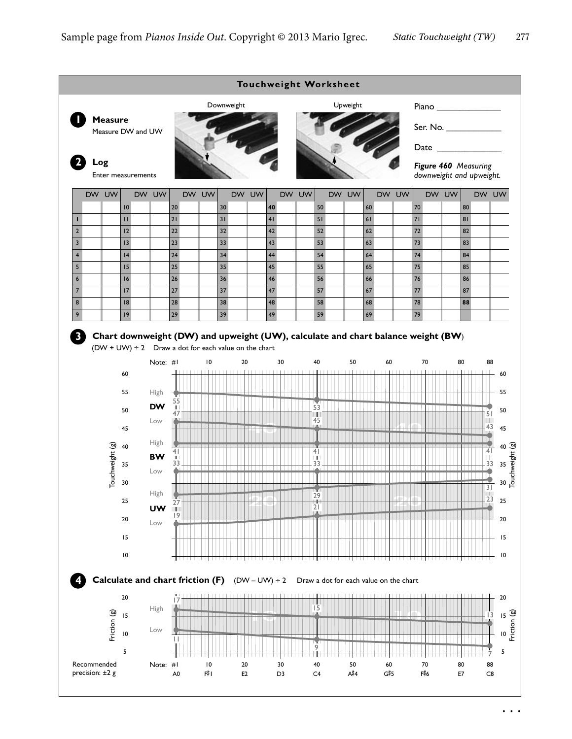## Touchweight Worksheet

**1 Measure**
Measure DW and UW

**2 Log**
Enter measurements

Downweight | Upweight

Piano ______________

Ser. No. ____________

Date ______________

*Figure 460 Measuring downweight and upweight.*

| | DW | UW | | DW | UW | | DW | UW | | DW | UW | | DW | UW | | DW | UW | | DW | UW | | DW | UW | | DW | UW |
|---|---|---|---|---|---|---|---|---|---|---|---|---|---|---|---|---|---|---|---|---|---|---|---|---|---|---|
| | | | 10 | | | 20 | | | 30 | | | **40** | | | 50 | | | 60 | | | 70 | | | 80 | | |
| 1 | | | 11 | | | 21 | | | 31 | | | 41 | | | 51 | | | 61 | | | 71 | | | 81 | | |
| 2 | | | 12 | | | 22 | | | 32 | | | 42 | | | 52 | | | 62 | | | 72 | | | 82 | | |
| 3 | | | 13 | | | 23 | | | 33 | | | 43 | | | 53 | | | 63 | | | 73 | | | 83 | | |
| 4 | | | 14 | | | 24 | | | 34 | | | 44 | | | 54 | | | 64 | | | 74 | | | 84 | | |
| 5 | | | 15 | | | 25 | | | 35 | | | 45 | | | 55 | | | 65 | | | 75 | | | 85 | | |
| 6 | | | 16 | | | 26 | | | 36 | | | 46 | | | 56 | | | 66 | | | 76 | | | 86 | | |
| 7 | | | 17 | | | 27 | | | 37 | | | 47 | | | 57 | | | 67 | | | 77 | | | 87 | | |
| 8 | | | 18 | | | 28 | | | 38 | | | 48 | | | 58 | | | 68 | | | 78 | | | **88** | | |
| 9 | | | 19 | | | 29 | | | 39 | | | 49 | | | 59 | | | 69 | | | 79 | | | | | |

**3 Chart downweight (DW) and upweight (UW), calculate and chart balance weight (BW)**
(DW + UW) ÷ 2 Draw a dot for each value on the chart

| | Note #1 | Note 40 | Note 88 |
|---|---|---|---|
| DW High | 55 | 53 | 51 |
| DW Low | 47 | 45 | 43 |
| BW High | 41 | 41 | 41 |
| BW Low | 33 | 33 | 33 |
| UW High | 27 | 29 | 31 |
| UW Low | 19 | 21 | 23 |

Touchweight (g), scale 10–60

**4 Calculate and chart friction (F)** (DW – UW) ÷ 2 Draw a dot for each value on the chart

| | Note #1 | Note 40 | Note 88 |
|---|---|---|---|
| High | 17 | 15 | 13 |
| Low | 11 | 9 | 7 |

Friction (g), scale 5–20

Recommended precision: ±2 g

Note: #1 A0, 10 F♯1, 20 E2, 30 D3, 40 C4, 50 A♯4, 60 G♯5, 70 F♯6, 80 E7, 88 C8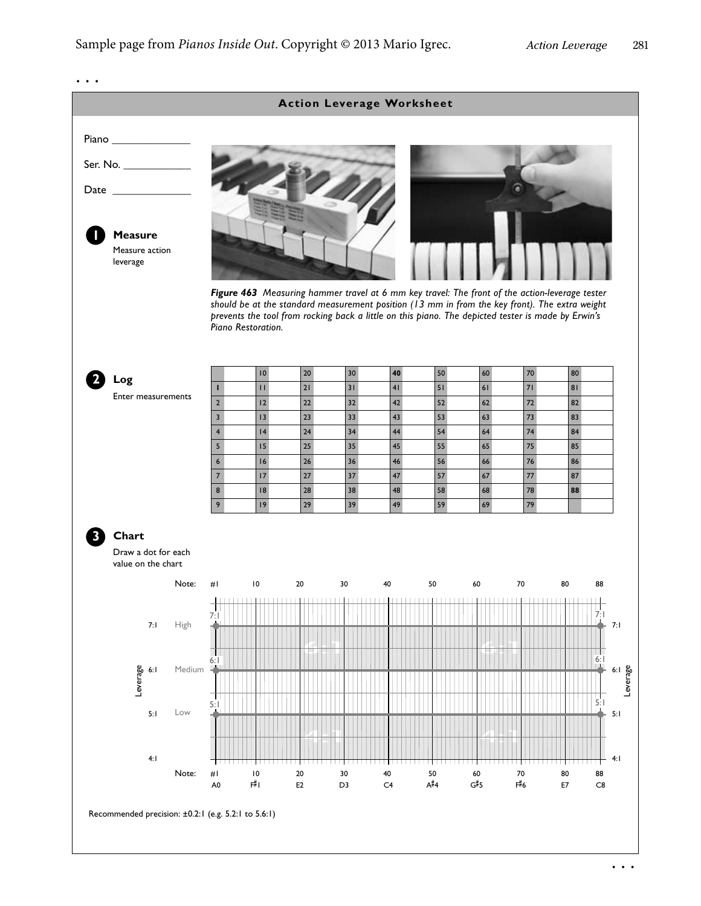## Action Leverage Worksheet

Piano ______________

Ser. No. ____________

Date ______________

**1 Measure**

Measure action leverage

*Figure 463 Measuring hammer travel at 6 mm key travel: The front of the action-leverage tester should be at the standard measurement position (13 mm in from the key front). The extra weight prevents the tool from rocking back a little on this piano. The depicted tester is made by Erwin's Piano Restoration.*

**2 Log**

Enter measurements

| | | 10 | | 20 | | 30 | | 40 | | 50 | | 60 | | 70 | | 80 | |
|---|---|---|---|---|---|---|---|---|---|---|---|---|---|---|---|---|---|
| 1 | | 11 | | 21 | | 31 | | 41 | | 51 | | 61 | | 71 | | 81 | |
| 2 | | 12 | | 22 | | 32 | | 42 | | 52 | | 62 | | 72 | | 82 | |
| 3 | | 13 | | 23 | | 33 | | 43 | | 53 | | 63 | | 73 | | 83 | |
| 4 | | 14 | | 24 | | 34 | | 44 | | 54 | | 64 | | 74 | | 84 | |
| 5 | | 15 | | 25 | | 35 | | 45 | | 55 | | 65 | | 75 | | 85 | |
| 6 | | 16 | | 26 | | 36 | | 46 | | 56 | | 66 | | 76 | | 86 | |
| 7 | | 17 | | 27 | | 37 | | 47 | | 57 | | 67 | | 77 | | 87 | |
| 8 | | 18 | | 28 | | 38 | | 48 | | 58 | | 68 | | 78 | | 88 | |
| 9 | | 19 | | 29 | | 39 | | 49 | | 59 | | 69 | | 79 | | | |

**3 Chart**

Draw a dot for each value on the chart

Note: #1 10 20 30 40 50 60 70 80 88

Leverage: 7:1 High; 6:1 Medium; 5:1 Low; 4:1

Note: #1 (A0), 10 (F♯1), 20 (E2), 30 (D3), 40 (C4), 50 (A♯4), 60 (G♯5), 70 (F♯6), 80 (E7), 88 (C8)

Recommended precision: ±0.2:1 (e.g. 5.2:1 to 5.6:1)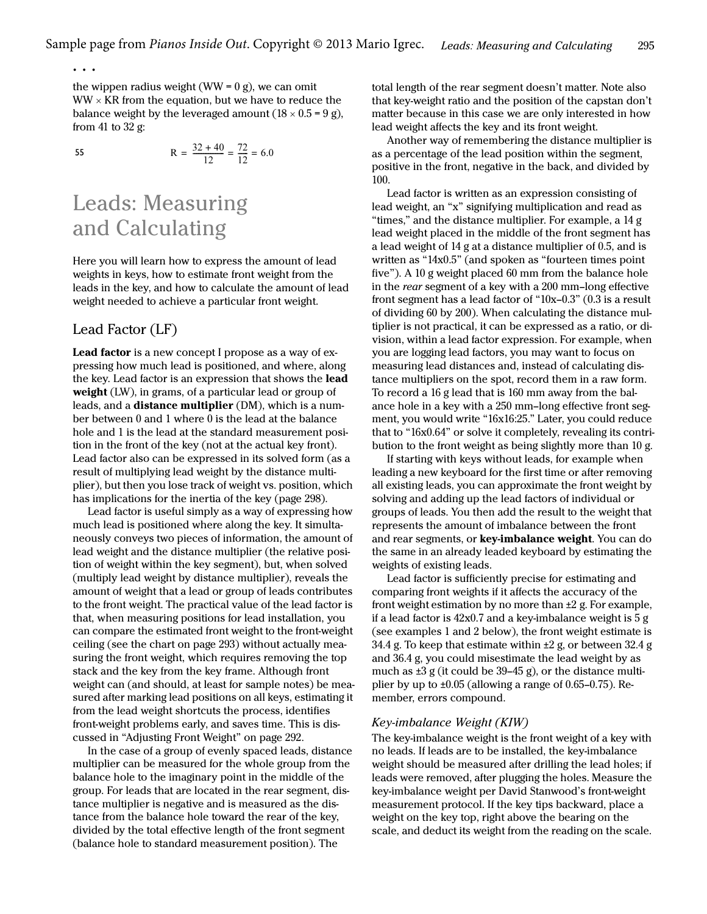. . .

the wippen radius weight (WW = 0 g), we can omit WW × KR from the equation, but we have to reduce the balance weight by the leveraged amount (18 × 0.5 = 9 g), from 41 to 32 g:

55 $$R = \frac{32 + 40}{12} = \frac{72}{12} = 6.0$$

# Leads: Measuring and Calculating

Here you will learn how to express the amount of lead weights in keys, how to estimate front weight from the leads in the key, and how to calculate the amount of lead weight needed to achieve a particular front weight.

## Lead Factor (LF)

**Lead factor** is a new concept I propose as a way of expressing how much lead is positioned, and where, along the key. Lead factor is an expression that shows the **lead weight** (LW), in grams, of a particular lead or group of leads, and a **distance multiplier** (DM), which is a number between 0 and 1 where 0 is the lead at the balance hole and 1 is the lead at the standard measurement position in the front of the key (not at the actual key front). Lead factor also can be expressed in its solved form (as a result of multiplying lead weight by the distance multiplier), but then you lose track of weight vs. position, which has implications for the inertia of the key (page 298).

Lead factor is useful simply as a way of expressing how much lead is positioned where along the key. It simultaneously conveys two pieces of information, the amount of lead weight and the distance multiplier (the relative position of weight within the key segment), but, when solved (multiply lead weight by distance multiplier), reveals the amount of weight that a lead or group of leads contributes to the front weight. The practical value of the lead factor is that, when measuring positions for lead installation, you can compare the estimated front weight to the front-weight ceiling (see the chart on page 293) without actually measuring the front weight, which requires removing the top stack and the key from the key frame. Although front weight can (and should, at least for sample notes) be measured after marking lead positions on all keys, estimating it from the lead weight shortcuts the process, identifies front-weight problems early, and saves time. This is discussed in "Adjusting Front Weight" on page 292.

In the case of a group of evenly spaced leads, distance multiplier can be measured for the whole group from the balance hole to the imaginary point in the middle of the group. For leads that are located in the rear segment, distance multiplier is negative and is measured as the distance from the balance hole toward the rear of the key, divided by the total effective length of the front segment (balance hole to standard measurement position). The total length of the rear segment doesn't matter. Note also that key-weight ratio and the position of the capstan don't matter because in this case we are only interested in how lead weight affects the key and its front weight.

Another way of remembering the distance multiplier is as a percentage of the lead position within the segment, positive in the front, negative in the back, and divided by 100.

Lead factor is written as an expression consisting of lead weight, an "x" signifying multiplication and read as "times," and the distance multiplier. For example, a 14 g lead weight placed in the middle of the front segment has a lead weight of 14 g at a distance multiplier of 0.5, and is written as "14x0.5" (and spoken as "fourteen times point five"). A 10 g weight placed 60 mm from the balance hole in the *rear* segment of a key with a 200 mm–long effective front segment has a lead factor of "10x–0.3" (0.3 is a result of dividing 60 by 200). When calculating the distance multiplier is not practical, it can be expressed as a ratio, or division, within a lead factor expression. For example, when you are logging lead factors, you may want to focus on measuring lead distances and, instead of calculating distance multipliers on the spot, record them in a raw form. To record a 16 g lead that is 160 mm away from the balance hole in a key with a 250 mm–long effective front segment, you would write "16x16:25." Later, you could reduce that to "16x0.64" or solve it completely, revealing its contribution to the front weight as being slightly more than 10 g.

If starting with keys without leads, for example when leading a new keyboard for the first time or after removing all existing leads, you can approximate the front weight by solving and adding up the lead factors of individual or groups of leads. You then add the result to the weight that represents the amount of imbalance between the front and rear segments, or **key-imbalance weight**. You can do the same in an already leaded keyboard by estimating the weights of existing leads.

Lead factor is sufficiently precise for estimating and comparing front weights if it affects the accuracy of the front weight estimation by no more than ±2 g. For example, if a lead factor is 42x0.7 and a key-imbalance weight is 5 g (see examples 1 and 2 below), the front weight estimate is 34.4 g. To keep that estimate within ±2 g, or between 32.4 g and 36.4 g, you could misestimate the lead weight by as much as ±3 g (it could be 39–45 g), or the distance multiplier by up to ±0.05 (allowing a range of 0.65–0.75). Remember, errors compound.

### *Key-imbalance Weight (KIW)*

The key-imbalance weight is the front weight of a key with no leads. If leads are to be installed, the key-imbalance weight should be measured after drilling the lead holes; if leads were removed, after plugging the holes. Measure the key-imbalance weight per David Stanwood's front-weight measurement protocol. If the key tips backward, place a weight on the key top, right above the bearing on the scale, and deduct its weight from the reading on the scale.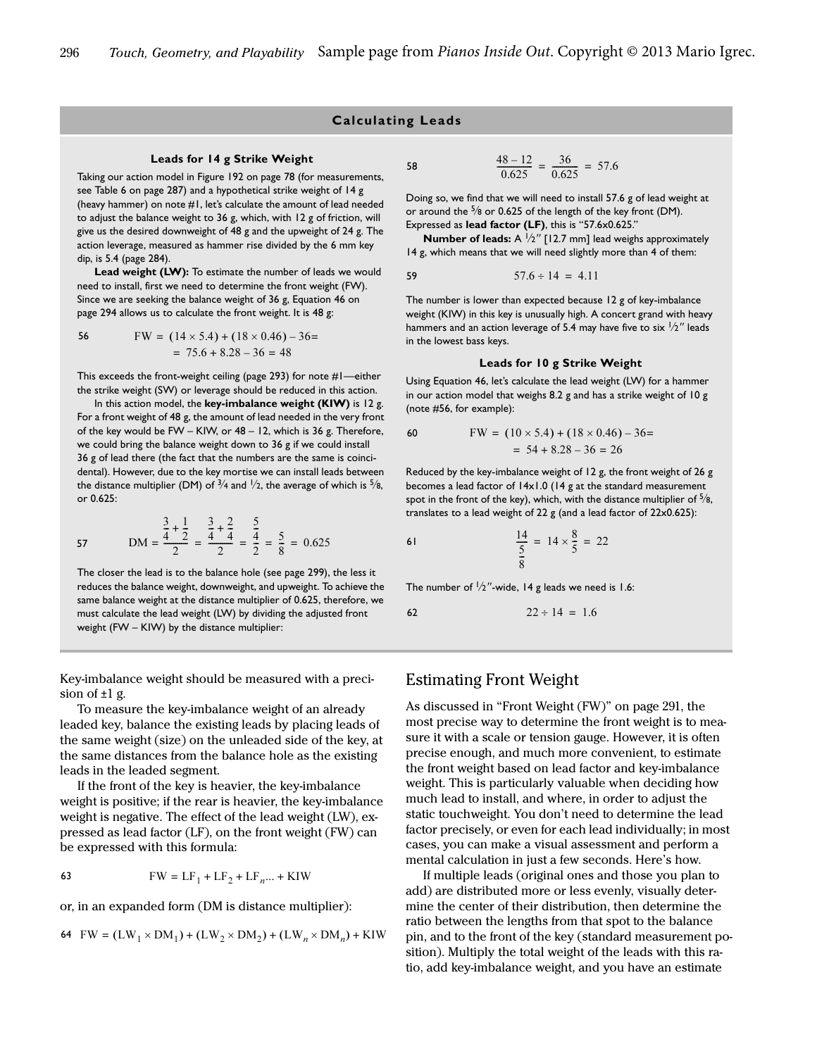## Calculating Leads

### Leads for 14 g Strike Weight

Taking our action model in Figure 192 on page 78 (for measurements, see Table 6 on page 287) and a hypothetical strike weight of 14 g (heavy hammer) on note #1, let's calculate the amount of lead needed to adjust the balance weight to 36 g, which, with 12 g of friction, will give us the desired downweight of 48 g and the upweight of 24 g. The action leverage, measured as hammer rise divided by the 6 mm key dip, is 5.4 (page 284).

**Lead weight (LW):** To estimate the number of leads we would need to install, first we need to determine the front weight (FW). Since we are seeking the balance weight of 36 g, Equation 46 on page 294 allows us to calculate the front weight. It is 48 g:

$$\text{FW} = (14 \times 5.4) + (18 \times 0.46) - 36 = 75.6 + 8.28 - 36 = 48 \tag{56}$$

This exceeds the front-weight ceiling (page 293) for note #1—either the strike weight (SW) or leverage should be reduced in this action.

In this action model, the **key-imbalance weight (KIW)** is 12 g. For a front weight of 48 g, the amount of lead needed in the very front of the key would be FW – KIW, or 48 – 12, which is 36 g. Therefore, we could bring the balance weight down to 36 g if we could install 36 g of lead there (the fact that the numbers are the same is coincidental). However, due to the key mortise we can install leads between the distance multiplier (DM) of ¾ and ½, the average of which is ⅝, or 0.625:

$$\text{DM} = \frac{\frac{3}{4}+\frac{1}{2}}{2} = \frac{\frac{3}{4}+\frac{2}{4}}{2} = \frac{\frac{5}{4}}{2} = \frac{5}{8} = 0.625 \tag{57}$$

The closer the lead is to the balance hole (see page 299), the less it reduces the balance weight, downweight, and upweight. To achieve the same balance weight at the distance multiplier of 0.625, therefore, we must calculate the lead weight (LW) by dividing the adjusted front weight (FW – KIW) by the distance multiplier:

$$\frac{48-12}{0.625} = \frac{36}{0.625} = 57.6 \tag{58}$$

Doing so, we find that we will need to install 57.6 g of lead weight at or around the ⅝ or 0.625 of the length of the key front (DM). Expressed as **lead factor (LF)**, this is "57.6x0.625."

**Number of leads:** A ½″ [12.7 mm] lead weighs approximately 14 g, which means that we will need slightly more than 4 of them:

$$57.6 \div 14 = 4.11 \tag{59}$$

The number is lower than expected because 12 g of key-imbalance weight (KIW) in this key is unusually high. A concert grand with heavy hammers and an action leverage of 5.4 may have five to six ½″ leads in the lowest bass keys.

### Leads for 10 g Strike Weight

Using Equation 46, let's calculate the lead weight (LW) for a hammer in our action model that weighs 8.2 g and has a strike weight of 10 g (note #56, for example):

$$\text{FW} = (10 \times 5.4) + (18 \times 0.46) - 36 = 54 + 8.28 - 36 = 26 \tag{60}$$

Reduced by the key-imbalance weight of 12 g, the front weight of 26 g becomes a lead factor of 14x1.0 (14 g at the standard measurement spot in the front of the key), which, with the distance multiplier of ⅝, translates to a lead weight of 22 g (and a lead factor of 22x0.625):

$$\frac{14}{\frac{5}{8}} = 14 \times \frac{8}{5} = 22 \tag{61}$$

The number of ½″-wide, 14 g leads we need is 1.6:

$$22 \div 14 = 1.6 \tag{62}$$

Key-imbalance weight should be measured with a precision of ±1 g.

To measure the key-imbalance weight of an already leaded key, balance the existing leads by placing leads of the same weight (size) on the unleaded side of the key, at the same distances from the balance hole as the existing leads in the leaded segment.

If the front of the key is heavier, the key-imbalance weight is positive; if the rear is heavier, the key-imbalance weight is negative. The effect of the lead weight (LW), expressed as lead factor (LF), on the front weight (FW) can be expressed with this formula:

$$\text{FW} = \text{LF}_1 + \text{LF}_2 + \text{LF}_n ... + \text{KIW} \tag{63}$$

or, in an expanded form (DM is distance multiplier):

$$\text{FW} = (\text{LW}_1 \times \text{DM}_1) + (\text{LW}_2 \times \text{DM}_2) + (\text{LW}_n \times \text{DM}_n) + \text{KIW} \tag{64}$$

## Estimating Front Weight

As discussed in "Front Weight (FW)" on page 291, the most precise way to determine the front weight is to measure it with a scale or tension gauge. However, it is often precise enough, and much more convenient, to estimate the front weight based on lead factor and key-imbalance weight. This is particularly valuable when deciding how much lead to install, and where, in order to adjust the static touchweight. You don't need to determine the lead factor precisely, or even for each lead individually; in most cases, you can make a visual assessment and perform a mental calculation in just a few seconds. Here's how.

If multiple leads (original ones and those you plan to add) are distributed more or less evenly, visually determine the center of their distribution, then determine the ratio between the lengths from that spot to the balance pin, and to the front of the key (standard measurement position). Multiply the total weight of the leads with this ratio, add key-imbalance weight, and you have an estimate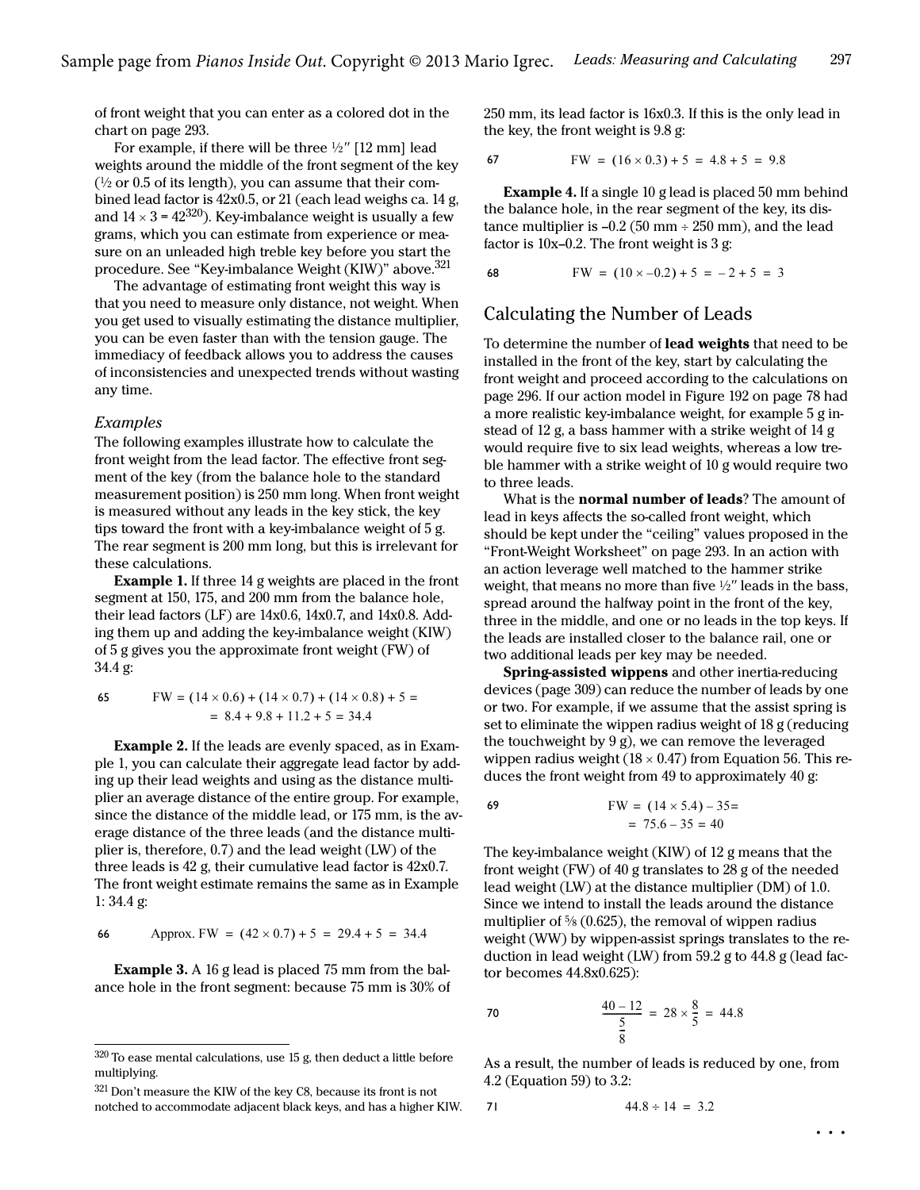of front weight that you can enter as a colored dot in the chart on page 293.

For example, if there will be three ½″ [12 mm] lead weights around the middle of the front segment of the key (½ or 0.5 of its length), you can assume that their combined lead factor is 42x0.5, or 21 (each lead weighs ca. 14 g, and 14 × 3 = 42[320]). Key-imbalance weight is usually a few grams, which you can estimate from experience or measure on an unleaded high treble key before you start the procedure. See "Key-imbalance Weight (KIW)" above.[321]

The advantage of estimating front weight this way is that you need to measure only distance, not weight. When you get used to visually estimating the distance multiplier, you can be even faster than with the tension gauge. The immediacy of feedback allows you to address the causes of inconsistencies and unexpected trends without wasting any time.

### *Examples*

The following examples illustrate how to calculate the front weight from the lead factor. The effective front segment of the key (from the balance hole to the standard measurement position) is 250 mm long. When front weight is measured without any leads in the key stick, the key tips toward the front with a key-imbalance weight of 5 g. The rear segment is 200 mm long, but this is irrelevant for these calculations.

**Example 1.** If three 14 g weights are placed in the front segment at 150, 175, and 200 mm from the balance hole, their lead factors (LF) are 14x0.6, 14x0.7, and 14x0.8. Adding them up and adding the key-imbalance weight (KIW) of 5 g gives you the approximate front weight (FW) of 34.4 g:

$$\text{FW} = (14 \times 0.6) + (14 \times 0.7) + (14 \times 0.8) + 5 = 8.4 + 9.8 + 11.2 + 5 = 34.4 \tag{65}$$

**Example 2.** If the leads are evenly spaced, as in Example 1, you can calculate their aggregate lead factor by adding up their lead weights and using as the distance multiplier an average distance of the entire group. For example, since the distance of the middle lead, or 175 mm, is the average distance of the three leads (and the distance multiplier is, therefore, 0.7) and the lead weight (LW) of the three leads is 42 g, their cumulative lead factor is 42x0.7. The front weight estimate remains the same as in Example 1: 34.4 g:

$$\text{Approx. FW} = (42 \times 0.7) + 5 = 29.4 + 5 = 34.4 \tag{66}$$

**Example 3.** A 16 g lead is placed 75 mm from the balance hole in the front segment: because 75 mm is 30% of 250 mm, its lead factor is 16x0.3. If this is the only lead in the key, the front weight is 9.8 g:

$$\text{FW} = (16 \times 0.3) + 5 = 4.8 + 5 = 9.8 \tag{67}$$

**Example 4.** If a single 10 g lead is placed 50 mm behind the balance hole, in the rear segment of the key, its distance multiplier is –0.2 (50 mm ÷ 250 mm), and the lead factor is 10x–0.2. The front weight is 3 g:

$$\text{FW} = (10 \times -0.2) + 5 = -2 + 5 = 3 \tag{68}$$

## Calculating the Number of Leads

To determine the number of **lead weights** that need to be installed in the front of the key, start by calculating the front weight and proceed according to the calculations on page 296. If our action model in Figure 192 on page 78 had a more realistic key-imbalance weight, for example 5 g instead of 12 g, a bass hammer with a strike weight of 14 g would require five to six lead weights, whereas a low treble hammer with a strike weight of 10 g would require two to three leads.

What is the **normal number of leads**? The amount of lead in keys affects the so-called front weight, which should be kept under the "ceiling" values proposed in the "Front-Weight Worksheet" on page 293. In an action with an action leverage well matched to the hammer strike weight, that means no more than five ½″ leads in the bass, spread around the halfway point in the front of the key, three in the middle, and one or no leads in the top keys. If the leads are installed closer to the balance rail, one or two additional leads per key may be needed.

**Spring-assisted wippens** and other inertia-reducing devices (page 309) can reduce the number of leads by one or two. For example, if we assume that the assist spring is set to eliminate the wippen radius weight of 18 g (reducing the touchweight by 9 g), we can remove the leveraged wippen radius weight (18 × 0.47) from Equation 56. This reduces the front weight from 49 to approximately 40 g:

$$\text{FW} = (14 \times 5.4) - 35 = 75.6 - 35 = 40 \tag{69}$$

The key-imbalance weight (KIW) of 12 g means that the front weight (FW) of 40 g translates to 28 g of the needed lead weight (LW) at the distance multiplier (DM) of 1.0. Since we intend to install the leads around the distance multiplier of ⅝ (0.625), the removal of wippen radius weight (WW) by wippen-assist springs translates to the reduction in lead weight (LW) from 59.2 g to 44.8 g (lead factor becomes 44.8x0.625):

$$\frac{40 - 12}{\frac{5}{8}} = 28 \times \frac{8}{5} = 44.8 \tag{70}$$

As a result, the number of leads is reduced by one, from 4.2 (Equation 59) to 3.2:

$$44.8 \div 14 = 3.2 \tag{71}$$

. . .

---

[320] To ease mental calculations, use 15 g, then deduct a little before multiplying.

[321] Don't measure the KIW of the key C8, because its front is not notched to accommodate adjacent black keys, and has a higher KIW.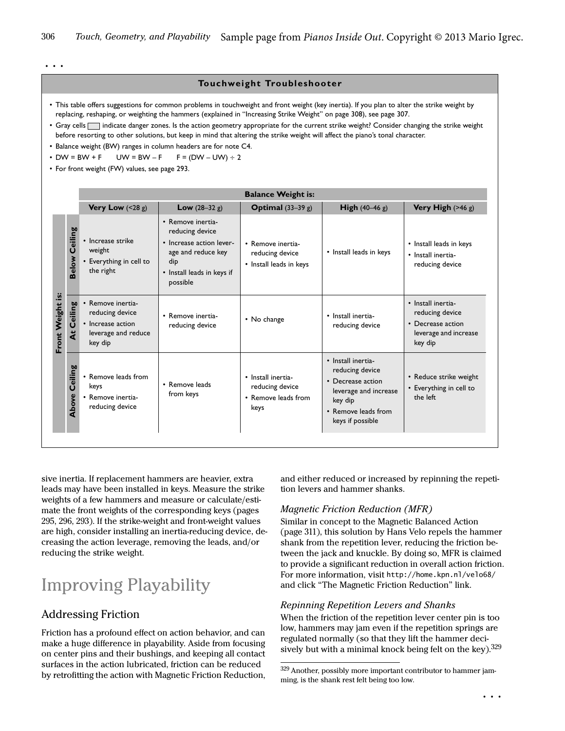. . .

**Touchweight Troubleshooter**

- This table offers suggestions for common problems in touchweight and front weight (key inertia). If you plan to alter the strike weight by replacing, reshaping, or weighting the hammers (explained in "Increasing Strike Weight" on page 308), see page 307.
- Gray cells ▭ indicate danger zones. Is the action geometry appropriate for the current strike weight? Consider changing the strike weight before resorting to other solutions, but keep in mind that altering the strike weight will affect the piano's tonal character.
- Balance weight (BW) ranges in column headers are for note C4.
- DW = BW + F  UW = BW – F  F = (DW – UW) ÷ 2
- For front weight (FW) values, see page 293.

| Front Weight is: | Balance Weight is: **Very Low** (<28 g) | **Low** (28–32 g) | **Optimal** (33–39 g) | **High** (40–46 g) | **Very High** (>46 g) |
|---|---|---|---|---|---|
| **Below Ceiling** | • Increase strike weight<br>• Everything in cell to the right | • Remove inertia-reducing device<br>• Increase action leverage and reduce key dip<br>• Install leads in keys if possible | • Remove inertia-reducing device<br>• Install leads in keys | • Install leads in keys | • Install leads in keys<br>• Install inertia-reducing device |
| **At Ceiling** | • Remove inertia-reducing device<br>• Increase action leverage and reduce key dip | • Remove inertia-reducing device | • No change | • Install inertia-reducing device | • Install inertia-reducing device<br>• Decrease action leverage and increase key dip |
| **Above Ceiling** | • Remove leads from keys<br>• Remove inertia-reducing device | • Remove leads from keys | • Install inertia-reducing device<br>• Remove leads from keys | • Install inertia-reducing device<br>• Decrease action leverage and increase key dip<br>• Remove leads from keys if possible | • Reduce strike weight<br>• Everything in cell to the left |

sive inertia. If replacement hammers are heavier, extra leads may have been installed in keys. Measure the strike weights of a few hammers and measure or calculate/estimate the front weights of the corresponding keys (pages 295, 296, 293). If the strike-weight and front-weight values are high, consider installing an inertia-reducing device, decreasing the action leverage, removing the leads, and/or reducing the strike weight.

# Improving Playability

## Addressing Friction

Friction has a profound effect on action behavior, and can make a huge difference in playability. Aside from focusing on center pins and their bushings, and keeping all contact surfaces in the action lubricated, friction can be reduced by retrofitting the action with Magnetic Friction Reduction, and either reduced or increased by repinning the repetition levers and hammer shanks.

### *Magnetic Friction Reduction (MFR)*

Similar in concept to the Magnetic Balanced Action (page 311), this solution by Hans Velo repels the hammer shank from the repetition lever, reducing the friction between the jack and knuckle. By doing so, MFR is claimed to provide a significant reduction in overall action friction. For more information, visit `http://home.kpn.nl/velo68/` and click "The Magnetic Friction Reduction" link.

### *Repinning Repetition Levers and Shanks*

When the friction of the repetition lever center pin is too low, hammers may jam even if the repetition springs are regulated normally (so that they lift the hammer decisively but with a minimal knock being felt on the key).[329]

[329] Another, possibly more important contributor to hammer jamming, is the shank rest felt being too low.

. . .